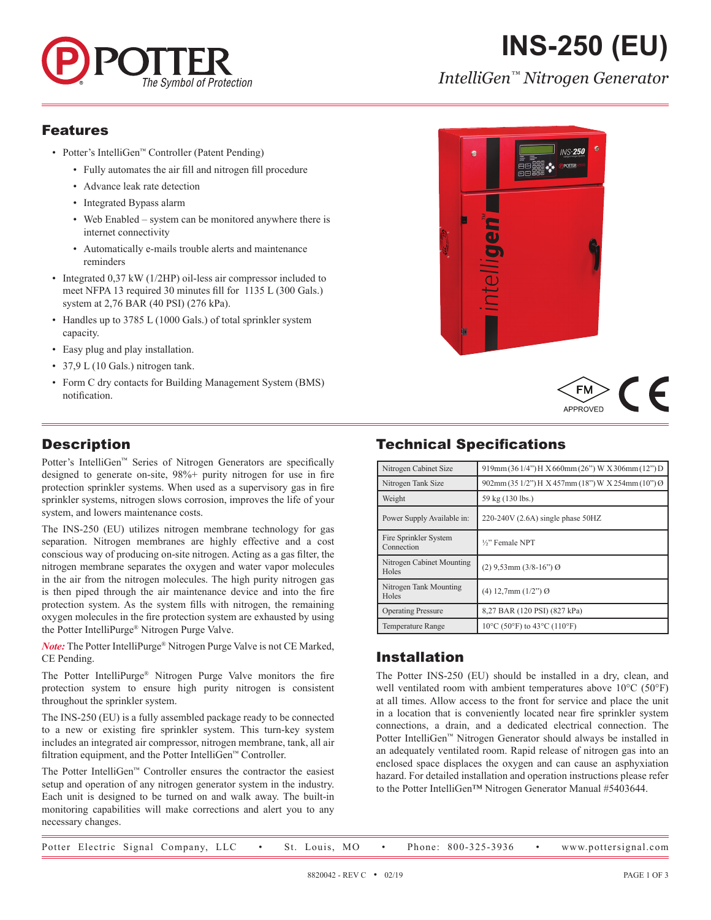# INS-250 (EU)

*IntelliGen™ Nitrogen Generator*

## Features

- Potter's IntelliGen™ Controller (Patent Pending)
  - Fully automates the air fill and nitrogen fill procedure
  - Advance leak rate detection
  - Integrated Bypass alarm
  - Web Enabled – system can be monitored anywhere there is internet connectivity
  - Automatically e-mails trouble alerts and maintenance reminders
- Integrated 0,37 kW (1/2HP) oil-less air compressor included to meet NFPA 13 required 30 minutes fill for 1135 L (300 Gals.) system at 2,76 BAR (40 PSI) (276 kPa).
- Handles up to 3785 L (1000 Gals.) of total sprinkler system capacity.
- Easy plug and play installation.
- 37,9 L (10 Gals.) nitrogen tank.
- Form C dry contacts for Building Management System (BMS) notification.

FM APPROVED

CE

## Description

Potter's IntelliGen™ Series of Nitrogen Generators are specifically designed to generate on-site, 98%+ purity nitrogen for use in fire protection sprinkler systems. When used as a supervisory gas in fire sprinkler systems, nitrogen slows corrosion, improves the life of your system, and lowers maintenance costs.

The INS-250 (EU) utilizes nitrogen membrane technology for gas separation. Nitrogen membranes are highly effective and a cost conscious way of producing on-site nitrogen. Acting as a gas filter, the nitrogen membrane separates the oxygen and water vapor molecules in the air from the nitrogen molecules. The high purity nitrogen gas is then piped through the air maintenance device and into the fire protection system. As the system fills with nitrogen, the remaining oxygen molecules in the fire protection system are exhausted by using the Potter IntelliPurge® Nitrogen Purge Valve.

***Note:*** The Potter IntelliPurge® Nitrogen Purge Valve is not CE Marked, CE Pending.

The Potter IntelliPurge® Nitrogen Purge Valve monitors the fire protection system to ensure high purity nitrogen is consistent throughout the sprinkler system.

The INS-250 (EU) is a fully assembled package ready to be connected to a new or existing fire sprinkler system. This turn-key system includes an integrated air compressor, nitrogen membrane, tank, all air filtration equipment, and the Potter IntelliGen™ Controller.

The Potter IntelliGen™ Controller ensures the contractor the easiest setup and operation of any nitrogen generator system in the industry. Each unit is designed to be turned on and walk away. The built-in monitoring capabilities will make corrections and alert you to any necessary changes.

## Technical Specifications

| | |
|---|---|
| Nitrogen Cabinet Size | 919mm (36 1/4") H X 660mm (26") W X 306mm (12") D |
| Nitrogen Tank Size | 902mm (35 1/2") H X 457mm (18") W X 254mm (10") Ø |
| Weight | 59 kg (130 lbs.) |
| Power Supply Available in: | 220-240V (2.6A) single phase 50HZ |
| Fire Sprinkler System Connection | ½" Female NPT |
| Nitrogen Cabinet Mounting Holes | (2) 9,53mm (3/8-16") Ø |
| Nitrogen Tank Mounting Holes | (4) 12,7mm (1/2") Ø |
| Operating Pressure | 8,27 BAR (120 PSI) (827 kPa) |
| Temperature Range | 10°C (50°F) to 43°C (110°F) |

## Installation

The Potter INS-250 (EU) should be installed in a dry, clean, and well ventilated room with ambient temperatures above 10°C (50°F) at all times. Allow access to the front for service and place the unit in a location that is conveniently located near fire sprinkler system connections, a drain, and a dedicated electrical connection. The Potter IntelliGen™ Nitrogen Generator should always be installed in an adequately ventilated room. Rapid release of nitrogen gas into an enclosed space displaces the oxygen and can cause an asphyxiation hazard. For detailed installation and operation instructions please refer to the Potter IntelliGen™ Nitrogen Generator Manual #5403644.

Potter Electric Signal Company, LLC • St. Louis, MO • Phone: 800-325-3936 • www.pottersignal.com

8820042 - REV C • 02/19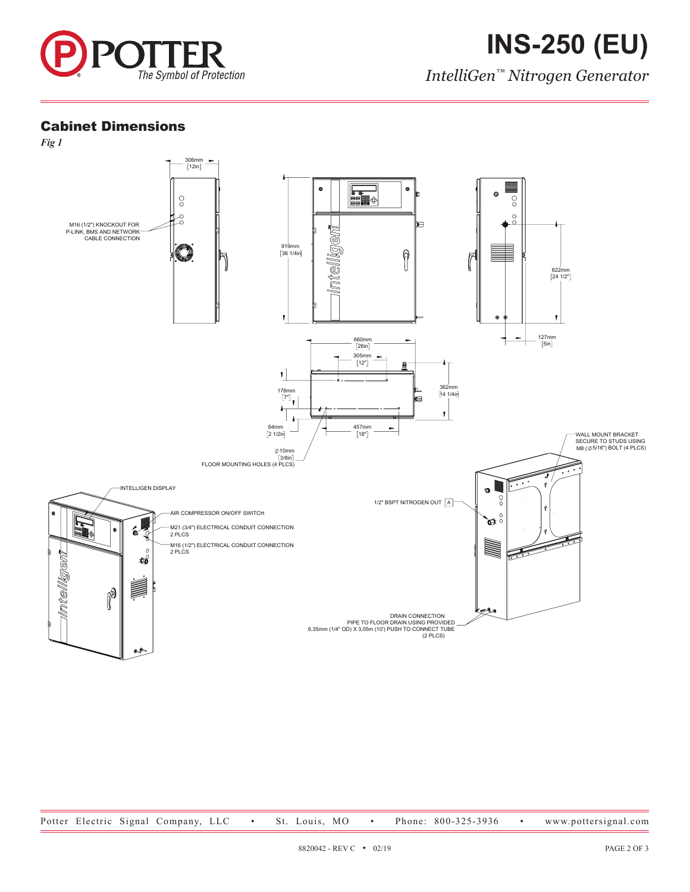## Cabinet Dimensions

*Fig 1*

306mm
[12in]

M16 (1/2") KNOCKOUT FOR P-LINK, BMS AND NETWORK CABLE CONNECTION

919mm
[36 1/4in]

622mm
[24 1/2"]

127mm
[5in]

660mm
[26in]

305mm
[12"]

362mm
[14 1/4in]

178mm
[7"]

64mm
[2 1/2in]

457mm
[18"]

⌀10mm
[3/8in]
FLOOR MOUNTING HOLES (4 PLCS)

WALL MOUNT BRACKET
SECURE TO STUDS USING
M8 (⌀5/16") BOLT (4 PLCS)

INTELLIGEN DISPLAY

AIR COMPRESSOR ON/OFF SWITCH

M21 (3/4") ELECTRICAL CONDUIT CONNECTION
2 PLCS

M16 (1/2") ELECTRICAL CONDUIT CONNECTION
2 PLCS

1/2" BSPT NITROGEN OUT A

DRAIN CONNECTION
PIPE TO FLOOR DRAIN USING PROVIDED
6,35mm (1/4" OD) X 3,05m (10') PUSH TO CONNECT TUBE
(2 PLCS)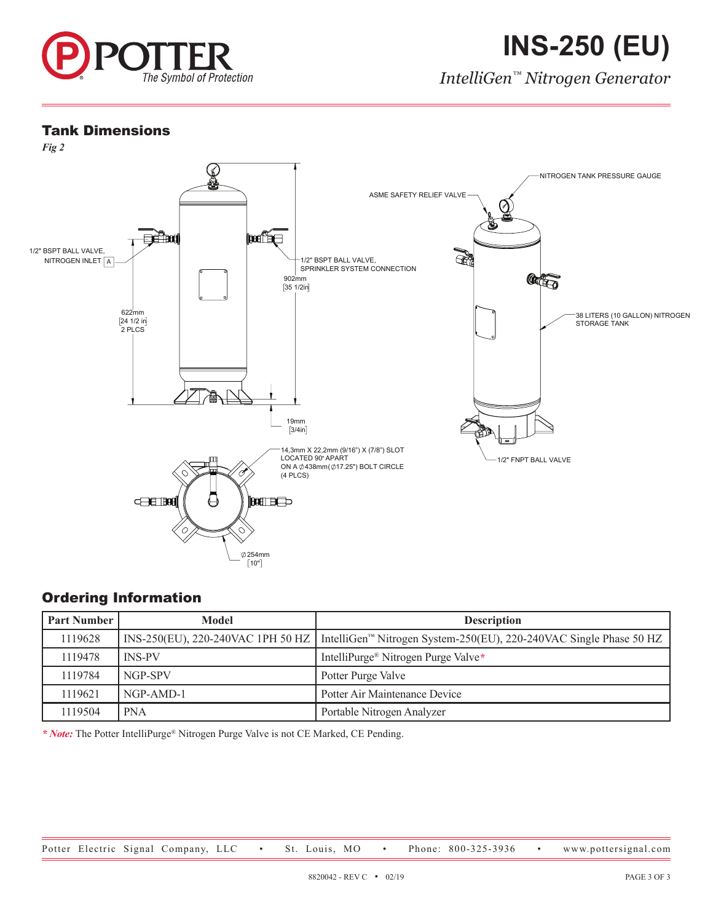# INS-250 (EU)

*IntelliGen™ Nitrogen Generator*

## Tank Dimensions

*Fig 2*

1/2" BSPT BALL VALVE,
NITROGEN INLET A

1/2" BSPT BALL VALVE,
SPRINKLER SYSTEM CONNECTION

902mm
[35 1/2in]

622mm
[24 1/2 in]
2 PLCS

19mm
[3/4in]

14,3mm X 22,2mm (9/16") X (7/8") SLOT
LOCATED 90° APART
ON A ∅438mm(∅17.25") BOLT CIRCLE
(4 PLCS)

∅254mm
[10"]

NITROGEN TANK PRESSURE GAUGE

ASME SAFETY RELIEF VALVE

38 LITERS (10 GALLON) NITROGEN
STORAGE TANK

1/2" FNPT BALL VALVE

## Ordering Information

| Part Number | Model | Description |
|---|---|---|
| 1119628 | INS-250(EU), 220-240VAC 1PH 50 HZ | IntelliGen™ Nitrogen System-250(EU), 220-240VAC Single Phase 50 HZ |
| 1119478 | INS-PV | IntelliPurge® Nitrogen Purge Valve* |
| 1119784 | NGP-SPV | Potter Purge Valve |
| 1119621 | NGP-AMD-1 | Potter Air Maintenance Device |
| 1119504 | PNA | Portable Nitrogen Analyzer |

*** Note:*** The Potter IntelliPurge® Nitrogen Purge Valve is not CE Marked, CE Pending.

Potter Electric Signal Company, LLC • St. Louis, MO • Phone: 800-325-3936 • www.pottersignal.com

8820042 - REV C • 02/19